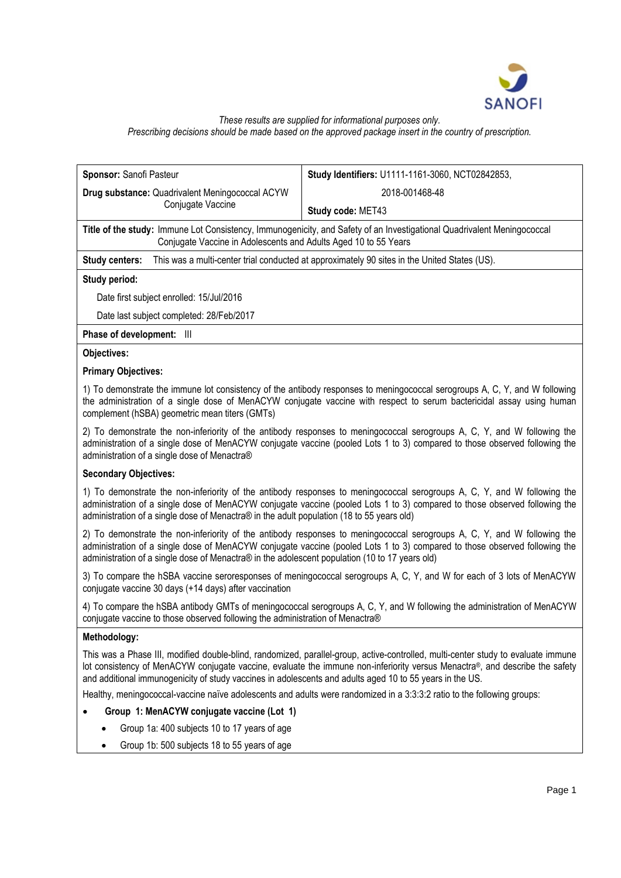*These results are supplied for informational purposes only.*
*Prescribing decisions should be made based on the approved package insert in the country of prescription.*

| **Sponsor:** Sanofi Pasteur | **Study Identifiers:** U1111-1161-3060, NCT02842853, 2018-001468-48 |
|---|---|
| **Drug substance:** Quadrivalent Meningococcal ACYW Conjugate Vaccine | **Study code:** MET43 |

**Title of the study:** Immune Lot Consistency, Immunogenicity, and Safety of an Investigational Quadrivalent Meningococcal Conjugate Vaccine in Adolescents and Adults Aged 10 to 55 Years

**Study centers:** This was a multi-center trial conducted at approximately 90 sites in the United States (US).

**Study period:**

Date first subject enrolled: 15/Jul/2016

Date last subject completed: 28/Feb/2017

**Phase of development:** III

**Objectives:**

**Primary Objectives:**

1) To demonstrate the immune lot consistency of the antibody responses to meningococcal serogroups A, C, Y, and W following the administration of a single dose of MenACYW conjugate vaccine with respect to serum bactericidal assay using human complement (hSBA) geometric mean titers (GMTs)

2) To demonstrate the non-inferiority of the antibody responses to meningococcal serogroups A, C, Y, and W following the administration of a single dose of MenACYW conjugate vaccine (pooled Lots 1 to 3) compared to those observed following the administration of a single dose of Menactra®

**Secondary Objectives:**

1) To demonstrate the non-inferiority of the antibody responses to meningococcal serogroups A, C, Y, and W following the administration of a single dose of MenACYW conjugate vaccine (pooled Lots 1 to 3) compared to those observed following the administration of a single dose of Menactra® in the adult population (18 to 55 years old)

2) To demonstrate the non-inferiority of the antibody responses to meningococcal serogroups A, C, Y, and W following the administration of a single dose of MenACYW conjugate vaccine (pooled Lots 1 to 3) compared to those observed following the administration of a single dose of Menactra® in the adolescent population (10 to 17 years old)

3) To compare the hSBA vaccine seroresponses of meningococcal serogroups A, C, Y, and W for each of 3 lots of MenACYW conjugate vaccine 30 days (+14 days) after vaccination

4) To compare the hSBA antibody GMTs of meningococcal serogroups A, C, Y, and W following the administration of MenACYW conjugate vaccine to those observed following the administration of Menactra®

**Methodology:**

This was a Phase III, modified double-blind, randomized, parallel-group, active-controlled, multi-center study to evaluate immune lot consistency of MenACYW conjugate vaccine, evaluate the immune non-inferiority versus Menactra®, and describe the safety and additional immunogenicity of study vaccines in adolescents and adults aged 10 to 55 years in the US.

Healthy, meningococcal-vaccine naïve adolescents and adults were randomized in a 3:3:3:2 ratio to the following groups:

- **Group 1: MenACYW conjugate vaccine (Lot 1)**
  - Group 1a: 400 subjects 10 to 17 years of age
  - Group 1b: 500 subjects 18 to 55 years of age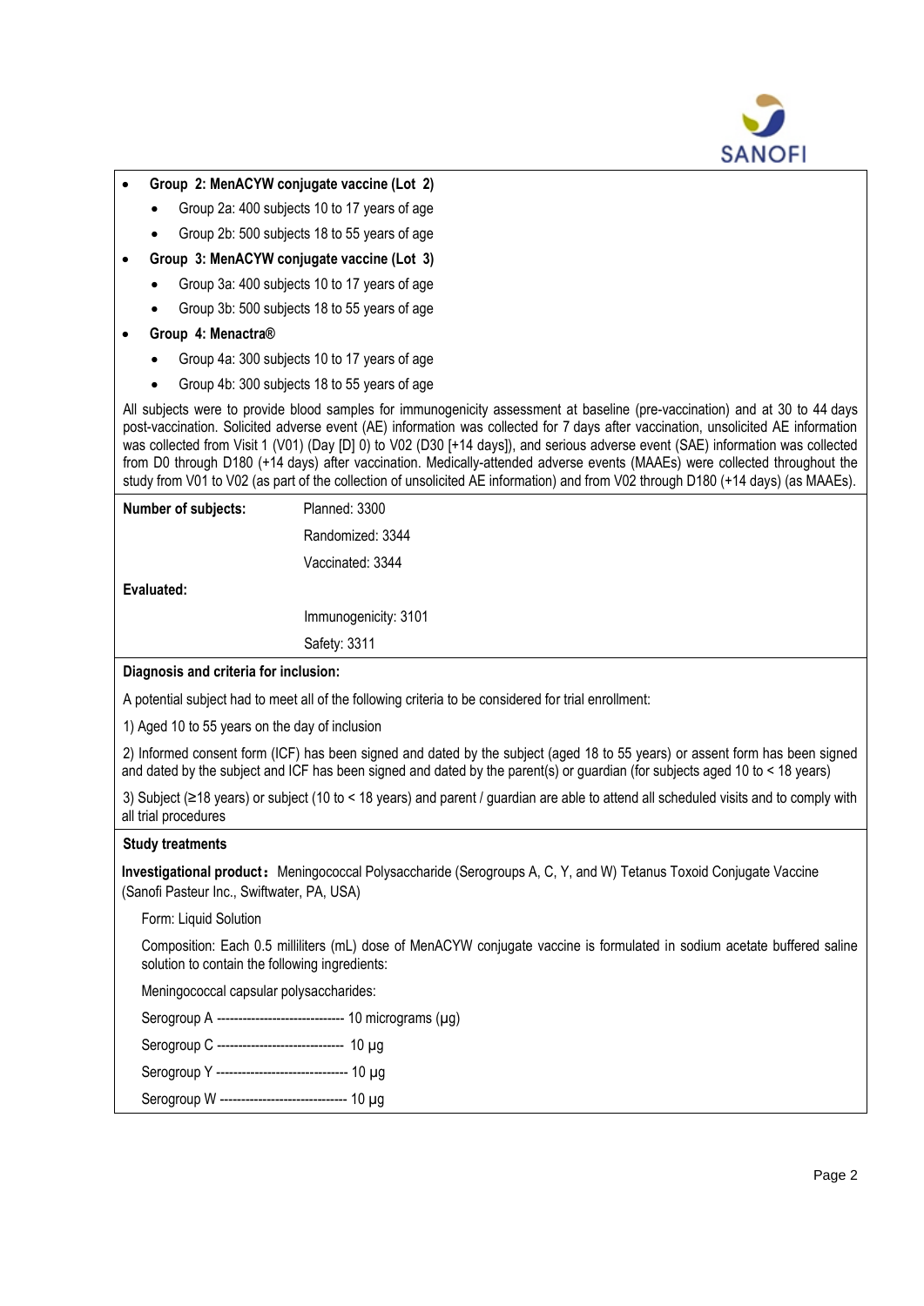- **Group 2: MenACYW conjugate vaccine (Lot 2)**
  - Group 2a: 400 subjects 10 to 17 years of age
  - Group 2b: 500 subjects 18 to 55 years of age
- **Group 3: MenACYW conjugate vaccine (Lot 3)**
  - Group 3a: 400 subjects 10 to 17 years of age
  - Group 3b: 500 subjects 18 to 55 years of age
- **Group 4: Menactra®**
  - Group 4a: 300 subjects 10 to 17 years of age
  - Group 4b: 300 subjects 18 to 55 years of age

All subjects were to provide blood samples for immunogenicity assessment at baseline (pre-vaccination) and at 30 to 44 days post-vaccination. Solicited adverse event (AE) information was collected for 7 days after vaccination, unsolicited AE information was collected from Visit 1 (V01) (Day [D] 0) to V02 (D30 [+14 days]), and serious adverse event (SAE) information was collected from D0 through D180 (+14 days) after vaccination. Medically-attended adverse events (MAAEs) were collected throughout the study from V01 to V02 (as part of the collection of unsolicited AE information) and from V02 through D180 (+14 days) (as MAAEs).

**Number of subjects:** Planned: 3300

Randomized: 3344

Vaccinated: 3344

**Evaluated:**

Immunogenicity: 3101

Safety: 3311

**Diagnosis and criteria for inclusion:**

A potential subject had to meet all of the following criteria to be considered for trial enrollment:

1) Aged 10 to 55 years on the day of inclusion

2) Informed consent form (ICF) has been signed and dated by the subject (aged 18 to 55 years) or assent form has been signed and dated by the subject and ICF has been signed and dated by the parent(s) or guardian (for subjects aged 10 to < 18 years)

3) Subject (≥18 years) or subject (10 to < 18 years) and parent / guardian are able to attend all scheduled visits and to comply with all trial procedures

**Study treatments**

**Investigational product：** Meningococcal Polysaccharide (Serogroups A, C, Y, and W) Tetanus Toxoid Conjugate Vaccine (Sanofi Pasteur Inc., Swiftwater, PA, USA)

Form: Liquid Solution

Composition: Each 0.5 milliliters (mL) dose of MenACYW conjugate vaccine is formulated in sodium acetate buffered saline solution to contain the following ingredients:

Meningococcal capsular polysaccharides:

Serogroup A ------------------------------ 10 micrograms (µg)

Serogroup C ------------------------------ 10 µg

Serogroup Y ------------------------------- 10 µg

Serogroup W ------------------------------ 10 µg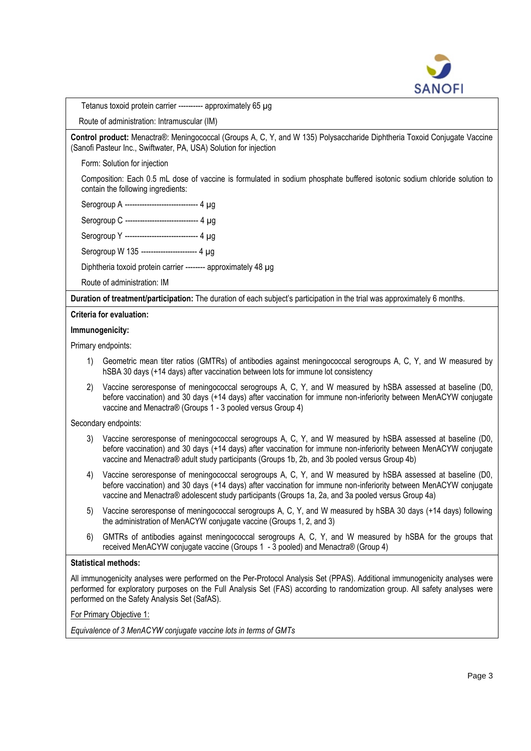Tetanus toxoid protein carrier ---------- approximately 65 µg

Route of administration: Intramuscular (IM)

**Control product:** Menactra®: Meningococcal (Groups A, C, Y, and W 135) Polysaccharide Diphtheria Toxoid Conjugate Vaccine (Sanofi Pasteur Inc., Swiftwater, PA, USA) Solution for injection

Form: Solution for injection

Composition: Each 0.5 mL dose of vaccine is formulated in sodium phosphate buffered isotonic sodium chloride solution to contain the following ingredients:

Serogroup A ------------------------------ 4 µg

Serogroup C ------------------------------ 4 µg

Serogroup Y ------------------------------ 4 µg

Serogroup W 135 ----------------------- 4 µg

Diphtheria toxoid protein carrier -------- approximately 48 µg

Route of administration: IM

**Duration of treatment/participation:** The duration of each subject's participation in the trial was approximately 6 months.

**Criteria for evaluation:**

**Immunogenicity:**

Primary endpoints:

1) Geometric mean titer ratios (GMTRs) of antibodies against meningococcal serogroups A, C, Y, and W measured by hSBA 30 days (+14 days) after vaccination between lots for immune lot consistency
2) Vaccine seroresponse of meningococcal serogroups A, C, Y, and W measured by hSBA assessed at baseline (D0, before vaccination) and 30 days (+14 days) after vaccination for immune non-inferiority between MenACYW conjugate vaccine and Menactra® (Groups 1 - 3 pooled versus Group 4)

Secondary endpoints:

3) Vaccine seroresponse of meningococcal serogroups A, C, Y, and W measured by hSBA assessed at baseline (D0, before vaccination) and 30 days (+14 days) after vaccination for immune non-inferiority between MenACYW conjugate vaccine and Menactra® adult study participants (Groups 1b, 2b, and 3b pooled versus Group 4b)
4) Vaccine seroresponse of meningococcal serogroups A, C, Y, and W measured by hSBA assessed at baseline (D0, before vaccination) and 30 days (+14 days) after vaccination for immune non-inferiority between MenACYW conjugate vaccine and Menactra® adolescent study participants (Groups 1a, 2a, and 3a pooled versus Group 4a)
5) Vaccine seroresponse of meningococcal serogroups A, C, Y, and W measured by hSBA 30 days (+14 days) following the administration of MenACYW conjugate vaccine (Groups 1, 2, and 3)
6) GMTRs of antibodies against meningococcal serogroups A, C, Y, and W measured by hSBA for the groups that received MenACYW conjugate vaccine (Groups 1 - 3 pooled) and Menactra® (Group 4)

**Statistical methods:**

All immunogenicity analyses were performed on the Per-Protocol Analysis Set (PPAS). Additional immunogenicity analyses were performed for exploratory purposes on the Full Analysis Set (FAS) according to randomization group. All safety analyses were performed on the Safety Analysis Set (SafAS).

For Primary Objective 1:

*Equivalence of 3 MenACYW conjugate vaccine lots in terms of GMTs*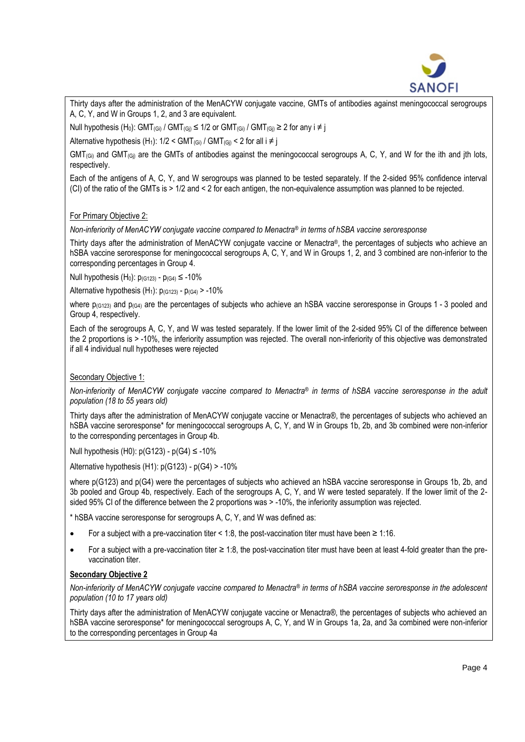Thirty days after the administration of the MenACYW conjugate vaccine, GMTs of antibodies against meningococcal serogroups A, C, Y, and W in Groups 1, 2, and 3 are equivalent.

Null hypothesis ($H_0$): $GMT_{(Gi)} / GMT_{(Gj)} \leq 1/2$ or $GMT_{(Gi)} / GMT_{(Gj)} \geq 2$ for any $i \neq j$

Alternative hypothesis ($H_1$): $1/2 < GMT_{(Gi)} / GMT_{(Gj)} < 2$ for all $i \neq j$

$GMT_{(Gi)}$ and $GMT_{(Gj)}$ are the GMTs of antibodies against the meningococcal serogroups A, C, Y, and W for the ith and jth lots, respectively.

Each of the antigens of A, C, Y, and W serogroups was planned to be tested separately. If the 2-sided 95% confidence interval (CI) of the ratio of the GMTs is > 1/2 and < 2 for each antigen, the non-equivalence assumption was planned to be rejected.

For Primary Objective 2:

*Non-inferiority of MenACYW conjugate vaccine compared to Menactra® in terms of hSBA vaccine seroresponse*

Thirty days after the administration of MenACYW conjugate vaccine or Menactra®, the percentages of subjects who achieve an hSBA vaccine seroresponse for meningococcal serogroups A, C, Y, and W in Groups 1, 2, and 3 combined are non-inferior to the corresponding percentages in Group 4.

Null hypothesis ($H_0$): $p_{(G123)} - p_{(G4)} \leq -10\%$

Alternative hypothesis ($H_1$): $p_{(G123)} - p_{(G4)} > -10\%$

where $p_{(G123)}$ and $p_{(G4)}$ are the percentages of subjects who achieve an hSBA vaccine seroresponse in Groups 1 - 3 pooled and Group 4, respectively.

Each of the serogroups A, C, Y, and W was tested separately. If the lower limit of the 2-sided 95% CI of the difference between the 2 proportions is > -10%, the inferiority assumption was rejected. The overall non-inferiority of this objective was demonstrated if all 4 individual null hypotheses were rejected

Secondary Objective 1:

*Non-inferiority of MenACYW conjugate vaccine compared to Menactra® in terms of hSBA vaccine seroresponse in the adult population (18 to 55 years old)*

Thirty days after the administration of MenACYW conjugate vaccine or Menactra®, the percentages of subjects who achieved an hSBA vaccine seroresponse* for meningococcal serogroups A, C, Y, and W in Groups 1b, 2b, and 3b combined were non-inferior to the corresponding percentages in Group 4b.

Null hypothesis (H0): p(G123) - p(G4) ≤ -10%

Alternative hypothesis (H1): p(G123) - p(G4) > -10%

where p(G123) and p(G4) were the percentages of subjects who achieved an hSBA vaccine seroresponse in Groups 1b, 2b, and 3b pooled and Group 4b, respectively. Each of the serogroups A, C, Y, and W were tested separately. If the lower limit of the 2-sided 95% CI of the difference between the 2 proportions was > -10%, the inferiority assumption was rejected.

* hSBA vaccine seroresponse for serogroups A, C, Y, and W was defined as:

- For a subject with a pre-vaccination titer < 1:8, the post-vaccination titer must have been ≥ 1:16.
- For a subject with a pre-vaccination titer ≥ 1:8, the post-vaccination titer must have been at least 4-fold greater than the pre-vaccination titer.

**Secondary Objective 2**

*Non-inferiority of MenACYW conjugate vaccine compared to Menactra® in terms of hSBA vaccine seroresponse in the adolescent population (10 to 17 years old)*

Thirty days after the administration of MenACYW conjugate vaccine or Menactra®, the percentages of subjects who achieved an hSBA vaccine seroresponse* for meningococcal serogroups A, C, Y, and W in Groups 1a, 2a, and 3a combined were non-inferior to the corresponding percentages in Group 4a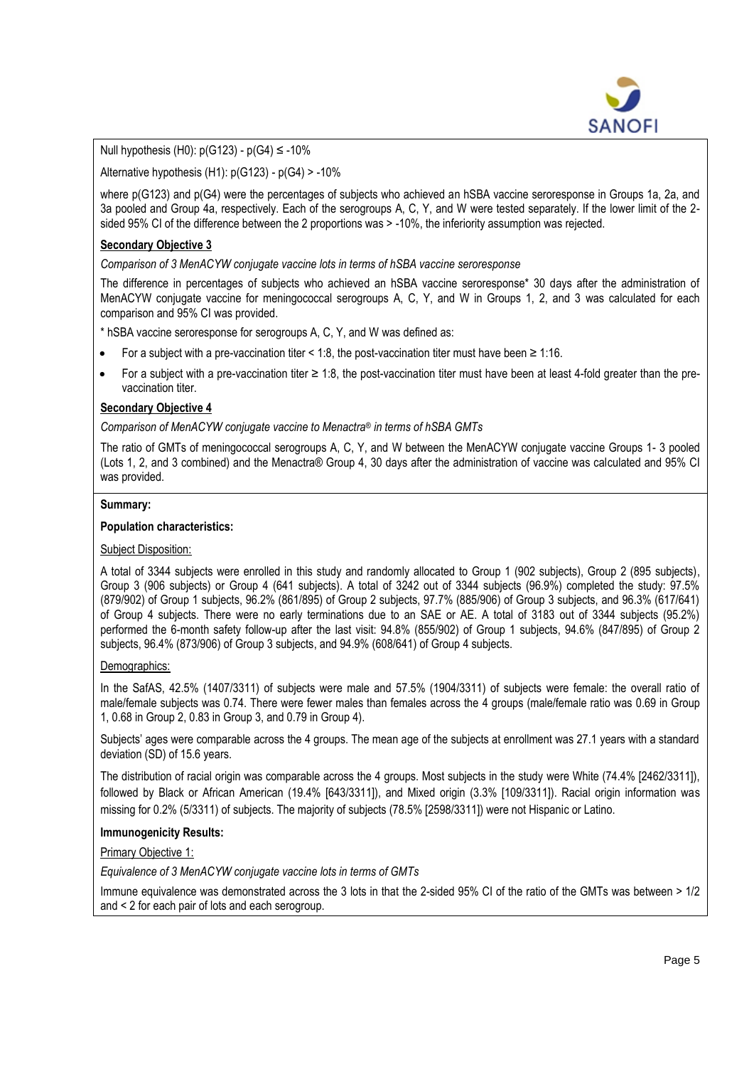Null hypothesis (H0): p(G123) - p(G4) ≤ -10%

Alternative hypothesis (H1): p(G123) - p(G4) > -10%

where p(G123) and p(G4) were the percentages of subjects who achieved an hSBA vaccine seroresponse in Groups 1a, 2a, and 3a pooled and Group 4a, respectively. Each of the serogroups A, C, Y, and W were tested separately. If the lower limit of the 2-sided 95% CI of the difference between the 2 proportions was > -10%, the inferiority assumption was rejected.

**Secondary Objective 3**

*Comparison of 3 MenACYW conjugate vaccine lots in terms of hSBA vaccine seroresponse*

The difference in percentages of subjects who achieved an hSBA vaccine seroresponse* 30 days after the administration of MenACYW conjugate vaccine for meningococcal serogroups A, C, Y, and W in Groups 1, 2, and 3 was calculated for each comparison and 95% CI was provided.

* hSBA vaccine seroresponse for serogroups A, C, Y, and W was defined as:

- For a subject with a pre-vaccination titer < 1:8, the post-vaccination titer must have been ≥ 1:16.
- For a subject with a pre-vaccination titer ≥ 1:8, the post-vaccination titer must have been at least 4-fold greater than the pre-vaccination titer.

**Secondary Objective 4**

*Comparison of MenACYW conjugate vaccine to Menactra® in terms of hSBA GMTs*

The ratio of GMTs of meningococcal serogroups A, C, Y, and W between the MenACYW conjugate vaccine Groups 1- 3 pooled (Lots 1, 2, and 3 combined) and the Menactra® Group 4, 30 days after the administration of vaccine was calculated and 95% CI was provided.

**Summary:**

**Population characteristics:**

Subject Disposition:

A total of 3344 subjects were enrolled in this study and randomly allocated to Group 1 (902 subjects), Group 2 (895 subjects), Group 3 (906 subjects) or Group 4 (641 subjects). A total of 3242 out of 3344 subjects (96.9%) completed the study: 97.5% (879/902) of Group 1 subjects, 96.2% (861/895) of Group 2 subjects, 97.7% (885/906) of Group 3 subjects, and 96.3% (617/641) of Group 4 subjects. There were no early terminations due to an SAE or AE. A total of 3183 out of 3344 subjects (95.2%) performed the 6-month safety follow-up after the last visit: 94.8% (855/902) of Group 1 subjects, 94.6% (847/895) of Group 2 subjects, 96.4% (873/906) of Group 3 subjects, and 94.9% (608/641) of Group 4 subjects.

Demographics:

In the SafAS, 42.5% (1407/3311) of subjects were male and 57.5% (1904/3311) of subjects were female: the overall ratio of male/female subjects was 0.74. There were fewer males than females across the 4 groups (male/female ratio was 0.69 in Group 1, 0.68 in Group 2, 0.83 in Group 3, and 0.79 in Group 4).

Subjects' ages were comparable across the 4 groups. The mean age of the subjects at enrollment was 27.1 years with a standard deviation (SD) of 15.6 years.

The distribution of racial origin was comparable across the 4 groups. Most subjects in the study were White (74.4% [2462/3311]), followed by Black or African American (19.4% [643/3311]), and Mixed origin (3.3% [109/3311]). Racial origin information was missing for 0.2% (5/3311) of subjects. The majority of subjects (78.5% [2598/3311]) were not Hispanic or Latino.

**Immunogenicity Results:**

Primary Objective 1:

*Equivalence of 3 MenACYW conjugate vaccine lots in terms of GMTs*

Immune equivalence was demonstrated across the 3 lots in that the 2-sided 95% CI of the ratio of the GMTs was between > 1/2 and < 2 for each pair of lots and each serogroup.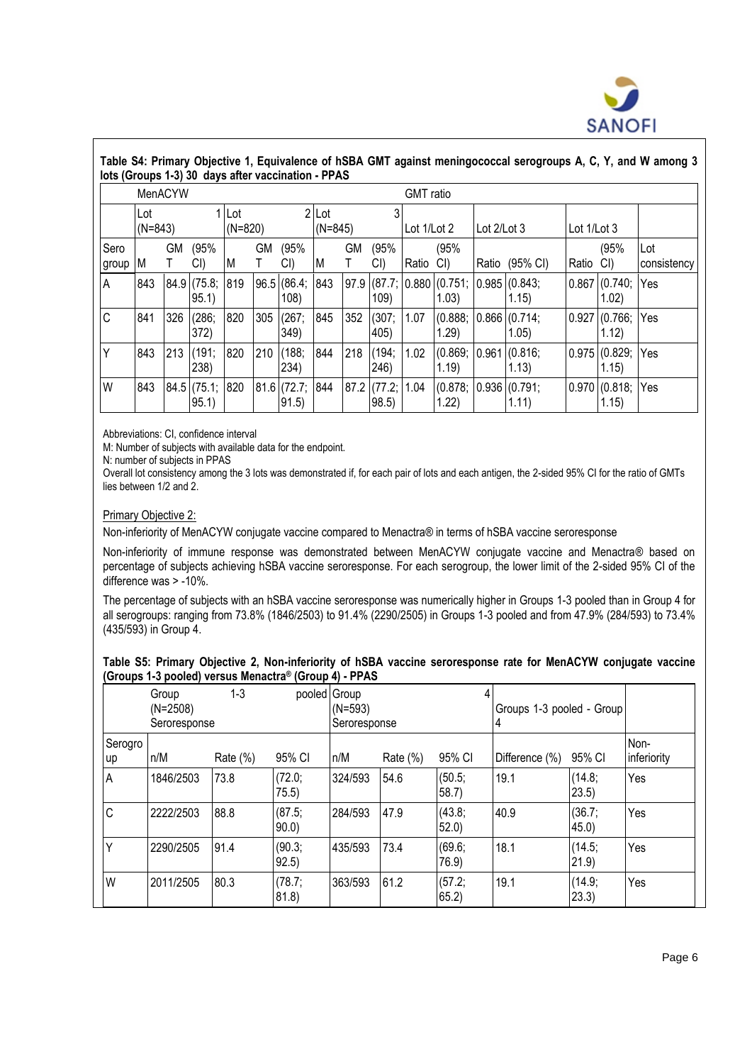**Table S4: Primary Objective 1, Equivalence of hSBA GMT against meningococcal serogroups A, C, Y, and W among 3 lots (Groups 1-3) 30 days after vaccination - PPAS**

| MenACYW | | | | | | | | | | GMT ratio | | | | | | |
|---|---|---|---|---|---|---|---|---|---|---|---|---|---|---|---|---|
| | Lot 1 (N=843) | | | Lot 2 (N=820) | | | Lot 3 (N=845) | | | Lot 1/Lot 2 | | Lot 2/Lot 3 | | Lot 1/Lot 3 | | |
| Sero group | M | GMT | (95% CI) | M | GMT | (95% CI) | M | GMT | (95% CI) | Ratio | (95% CI) | Ratio | (95% CI) | Ratio | (95% CI) | Lot consistency |
| A | 843 | 84.9 | (75.8; 95.1) | 819 | 96.5 | (86.4; 108) | 843 | 97.9 | (87.7; 109) | 0.880 | (0.751; 1.03) | 0.985 | (0.843; 1.15) | 0.867 | (0.740; 1.02) | Yes |
| C | 841 | 326 | (286; 372) | 820 | 305 | (267; 349) | 845 | 352 | (307; 405) | 1.07 | (0.888; 1.29) | 0.866 | (0.714; 1.05) | 0.927 | (0.766; 1.12) | Yes |
| Y | 843 | 213 | (191; 238) | 820 | 210 | (188; 234) | 844 | 218 | (194; 246) | 1.02 | (0.869; 1.19) | 0.961 | (0.816; 1.13) | 0.975 | (0.829; 1.15) | Yes |
| W | 843 | 84.5 | (75.1; 95.1) | 820 | 81.6 | (72.7; 91.5) | 844 | 87.2 | (77.2; 98.5) | 1.04 | (0.878; 1.22) | 0.936 | (0.791; 1.11) | 0.970 | (0.818; 1.15) | Yes |

Abbreviations: CI, confidence interval

M: Number of subjects with available data for the endpoint.

N: number of subjects in PPAS

Overall lot consistency among the 3 lots was demonstrated if, for each pair of lots and each antigen, the 2-sided 95% CI for the ratio of GMTs lies between 1/2 and 2.

Primary Objective 2:

Non-inferiority of MenACYW conjugate vaccine compared to Menactra® in terms of hSBA vaccine seroresponse

Non-inferiority of immune response was demonstrated between MenACYW conjugate vaccine and Menactra® based on percentage of subjects achieving hSBA vaccine seroresponse. For each serogroup, the lower limit of the 2-sided 95% CI of the difference was > -10%.

The percentage of subjects with an hSBA vaccine seroresponse was numerically higher in Groups 1-3 pooled than in Group 4 for all serogroups: ranging from 73.8% (1846/2503) to 91.4% (2290/2505) in Groups 1-3 pooled and from 47.9% (284/593) to 73.4% (435/593) in Group 4.

**Table S5: Primary Objective 2, Non-inferiority of hSBA vaccine seroresponse rate for MenACYW conjugate vaccine (Groups 1-3 pooled) versus Menactra® (Group 4) - PPAS**

| | Group 1-3 pooled (N=2508) Seroresponse | | | Group 4 (N=593) Seroresponse | | | Groups 1-3 pooled - Group 4 | | |
|---|---|---|---|---|---|---|---|---|---|
| Serogroup | n/M | Rate (%) | 95% CI | n/M | Rate (%) | 95% CI | Difference (%) | 95% CI | Non-inferiority |
| A | 1846/2503 | 73.8 | (72.0; 75.5) | 324/593 | 54.6 | (50.5; 58.7) | 19.1 | (14.8; 23.5) | Yes |
| C | 2222/2503 | 88.8 | (87.5; 90.0) | 284/593 | 47.9 | (43.8; 52.0) | 40.9 | (36.7; 45.0) | Yes |
| Y | 2290/2505 | 91.4 | (90.3; 92.5) | 435/593 | 73.4 | (69.6; 76.9) | 18.1 | (14.5; 21.9) | Yes |
| W | 2011/2505 | 80.3 | (78.7; 81.8) | 363/593 | 61.2 | (57.2; 65.2) | 19.1 | (14.9; 23.3) | Yes |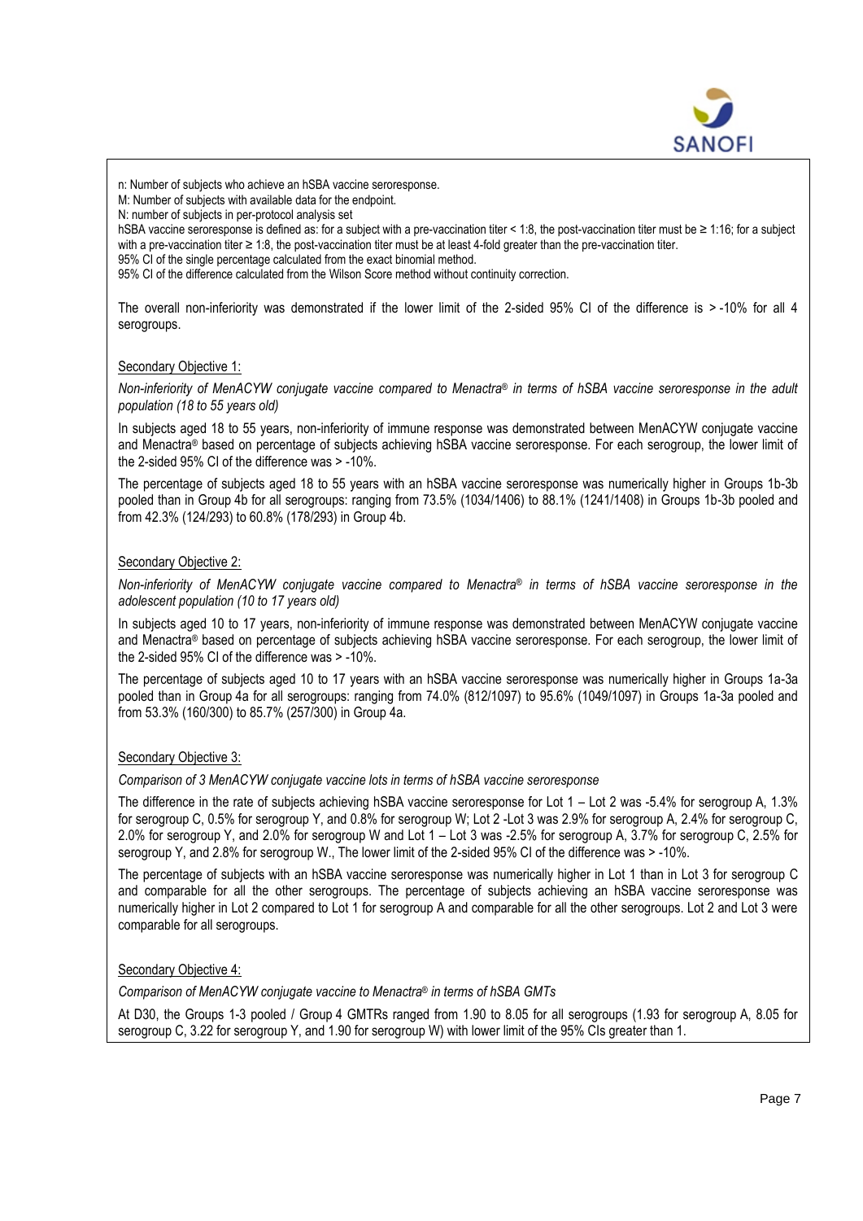n: Number of subjects who achieve an hSBA vaccine seroresponse.
M: Number of subjects with available data for the endpoint.
N: number of subjects in per-protocol analysis set
hSBA vaccine seroresponse is defined as: for a subject with a pre-vaccination titer < 1:8, the post-vaccination titer must be ≥ 1:16; for a subject with a pre-vaccination titer ≥ 1:8, the post-vaccination titer must be at least 4-fold greater than the pre-vaccination titer.
95% CI of the single percentage calculated from the exact binomial method.
95% CI of the difference calculated from the Wilson Score method without continuity correction.

The overall non-inferiority was demonstrated if the lower limit of the 2-sided 95% CI of the difference is > -10% for all 4 serogroups.

Secondary Objective 1:

*Non-inferiority of MenACYW conjugate vaccine compared to Menactra® in terms of hSBA vaccine seroresponse in the adult population (18 to 55 years old)*

In subjects aged 18 to 55 years, non-inferiority of immune response was demonstrated between MenACYW conjugate vaccine and Menactra® based on percentage of subjects achieving hSBA vaccine seroresponse. For each serogroup, the lower limit of the 2-sided 95% CI of the difference was > -10%.

The percentage of subjects aged 18 to 55 years with an hSBA vaccine seroresponse was numerically higher in Groups 1b-3b pooled than in Group 4b for all serogroups: ranging from 73.5% (1034/1406) to 88.1% (1241/1408) in Groups 1b-3b pooled and from 42.3% (124/293) to 60.8% (178/293) in Group 4b.

Secondary Objective 2:

*Non-inferiority of MenACYW conjugate vaccine compared to Menactra® in terms of hSBA vaccine seroresponse in the adolescent population (10 to 17 years old)*

In subjects aged 10 to 17 years, non-inferiority of immune response was demonstrated between MenACYW conjugate vaccine and Menactra® based on percentage of subjects achieving hSBA vaccine seroresponse. For each serogroup, the lower limit of the 2-sided 95% CI of the difference was > -10%.

The percentage of subjects aged 10 to 17 years with an hSBA vaccine seroresponse was numerically higher in Groups 1a-3a pooled than in Group 4a for all serogroups: ranging from 74.0% (812/1097) to 95.6% (1049/1097) in Groups 1a-3a pooled and from 53.3% (160/300) to 85.7% (257/300) in Group 4a.

Secondary Objective 3:

*Comparison of 3 MenACYW conjugate vaccine lots in terms of hSBA vaccine seroresponse*

The difference in the rate of subjects achieving hSBA vaccine seroresponse for Lot 1 – Lot 2 was -5.4% for serogroup A, 1.3% for serogroup C, 0.5% for serogroup Y, and 0.8% for serogroup W; Lot 2 -Lot 3 was 2.9% for serogroup A, 2.4% for serogroup C, 2.0% for serogroup Y, and 2.0% for serogroup W and Lot 1 – Lot 3 was -2.5% for serogroup A, 3.7% for serogroup C, 2.5% for serogroup Y, and 2.8% for serogroup W., The lower limit of the 2-sided 95% CI of the difference was > -10%.

The percentage of subjects with an hSBA vaccine seroresponse was numerically higher in Lot 1 than in Lot 3 for serogroup C and comparable for all the other serogroups. The percentage of subjects achieving an hSBA vaccine seroresponse was numerically higher in Lot 2 compared to Lot 1 for serogroup A and comparable for all the other serogroups. Lot 2 and Lot 3 were comparable for all serogroups.

Secondary Objective 4:

*Comparison of MenACYW conjugate vaccine to Menactra® in terms of hSBA GMTs*

At D30, the Groups 1-3 pooled / Group 4 GMTRs ranged from 1.90 to 8.05 for all serogroups (1.93 for serogroup A, 8.05 for serogroup C, 3.22 for serogroup Y, and 1.90 for serogroup W) with lower limit of the 95% CIs greater than 1.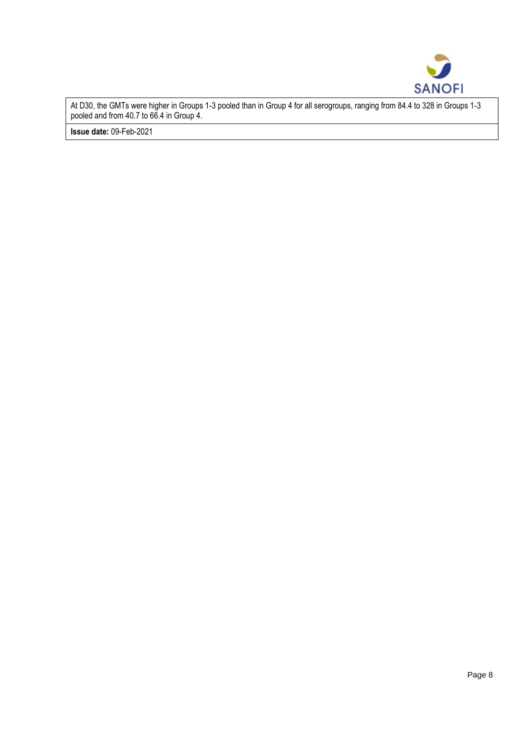At D30, the GMTs were higher in Groups 1-3 pooled than in Group 4 for all serogroups, ranging from 84.4 to 328 in Groups 1-3 pooled and from 40.7 to 66.4 in Group 4.

**Issue date:** 09-Feb-2021